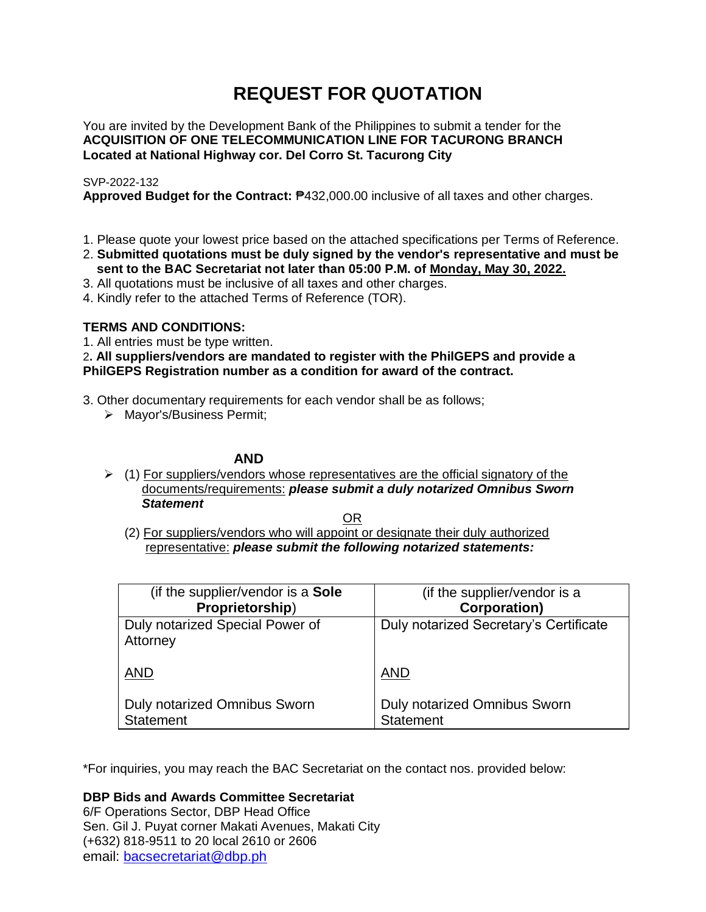# REQUEST FOR QUOTATION

You are invited by the Development Bank of the Philippines to submit a tender for the **ACQUISITION OF ONE TELECOMMUNICATION LINE FOR TACURONG BRANCH Located at National Highway cor. Del Corro St. Tacurong City**

SVP-2022-132

**Approved Budget for the Contract:** ₱432,000.00 inclusive of all taxes and other charges.

1. Please quote your lowest price based on the attached specifications per Terms of Reference.
2. **Submitted quotations must be duly signed by the vendor's representative and must be sent to the BAC Secretariat not later than 05:00 P.M. of Monday, May 30, 2022.**
3. All quotations must be inclusive of all taxes and other charges.
4. Kindly refer to the attached Terms of Reference (TOR).

**TERMS AND CONDITIONS:**

1. All entries must be type written.
2. **All suppliers/vendors are mandated to register with the PhilGEPS and provide a PhilGEPS Registration number as a condition for award of the contract.**
3. Other documentary requirements for each vendor shall be as follows;
   - Mayor's/Business Permit;

**AND**

- (1) For suppliers/vendors whose representatives are the official signatory of the documents/requirements: ***please submit a duly notarized Omnibus Sworn Statement***

  OR

  (2) For suppliers/vendors who will appoint or designate their duly authorized representative: ***please submit the following notarized statements:***

| (if the supplier/vendor is a **Sole Proprietorship**) | (if the supplier/vendor is a **Corporation)** |
| --- | --- |
| Duly notarized Special Power of Attorney<br><br>AND<br><br>Duly notarized Omnibus Sworn Statement | Duly notarized Secretary's Certificate<br><br>AND<br><br>Duly notarized Omnibus Sworn Statement |

*For inquiries, you may reach the BAC Secretariat on the contact nos. provided below:

**DBP Bids and Awards Committee Secretariat**
6/F Operations Sector, DBP Head Office
Sen. Gil J. Puyat corner Makati Avenues, Makati City
(+632) 818-9511 to 20 local 2610 or 2606
email: bacsecretariat@dbp.ph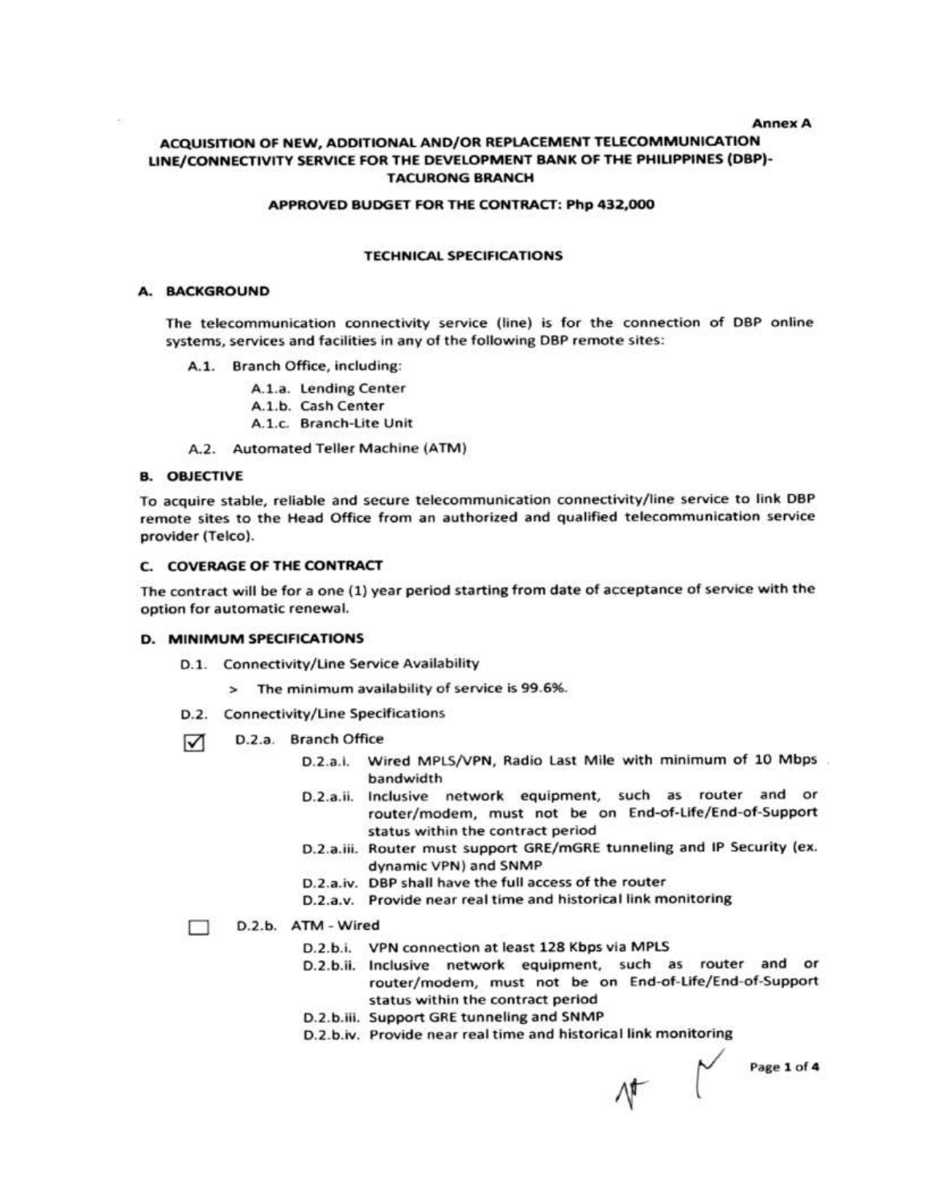Annex A

# ACQUISITION OF NEW, ADDITIONAL AND/OR REPLACEMENT TELECOMMUNICATION LINE/CONNECTIVITY SERVICE FOR THE DEVELOPMENT BANK OF THE PHILIPPINES (DBP)-TACURONG BRANCH

**APPROVED BUDGET FOR THE CONTRACT: Php 432,000**

## TECHNICAL SPECIFICATIONS

### A. BACKGROUND

The telecommunication connectivity service (line) is for the connection of DBP online systems, services and facilities in any of the following DBP remote sites:

- A.1. Branch Office, including:
  - A.1.a. Lending Center
  - A.1.b. Cash Center
  - A.1.c. Branch-Lite Unit
- A.2. Automated Teller Machine (ATM)

### B. OBJECTIVE

To acquire stable, reliable and secure telecommunication connectivity/line service to link DBP remote sites to the Head Office from an authorized and qualified telecommunication service provider (Telco).

### C. COVERAGE OF THE CONTRACT

The contract will be for a one (1) year period starting from date of acceptance of service with the option for automatic renewal.

### D. MINIMUM SPECIFICATIONS

- D.1. Connectivity/Line Service Availability
  - > The minimum availability of service is 99.6%.
- D.2. Connectivity/Line Specifications

☑ D.2.a. Branch Office

- D.2.a.i. Wired MPLS/VPN, Radio Last Mile with minimum of 10 Mbps bandwidth
- D.2.a.ii. Inclusive network equipment, such as router and or router/modem, must not be on End-of-Life/End-of-Support status within the contract period
- D.2.a.iii. Router must support GRE/mGRE tunneling and IP Security (ex. dynamic VPN) and SNMP
- D.2.a.iv. DBP shall have the full access of the router
- D.2.a.v. Provide near real time and historical link monitoring

☐ D.2.b. ATM - Wired

- D.2.b.i. VPN connection at least 128 Kbps via MPLS
- D.2.b.ii. Inclusive network equipment, such as router and or router/modem, must not be on End-of-Life/End-of-Support status within the contract period
- D.2.b.iii. Support GRE tunneling and SNMP
- D.2.b.iv. Provide near real time and historical link monitoring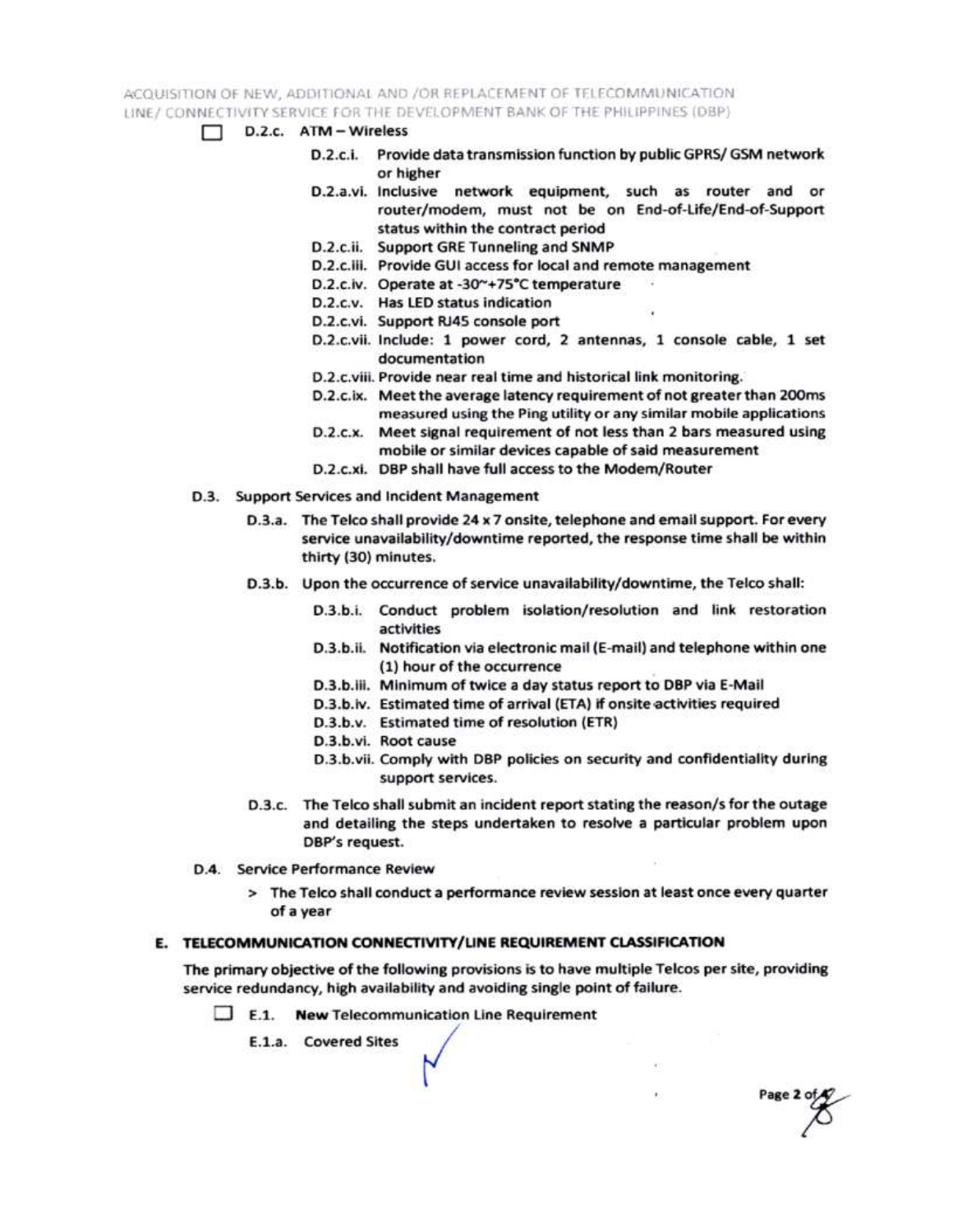- [ ] D.2.c. ATM – Wireless
  - D.2.c.i. Provide data transmission function by public GPRS/ GSM network or higher
  - D.2.a.vi. Inclusive network equipment, such as router and or router/modem, must not be on End-of-Life/End-of-Support status within the contract period
  - D.2.c.ii. Support GRE Tunneling and SNMP
  - D.2.c.iii. Provide GUI access for local and remote management
  - D.2.c.iv. Operate at -30~+75°C temperature
  - D.2.c.v. Has LED status indication
  - D.2.c.vi. Support RJ45 console port
  - D.2.c.vii. Include: 1 power cord, 2 antennas, 1 console cable, 1 set documentation
  - D.2.c.viii. Provide near real time and historical link monitoring.
  - D.2.c.ix. Meet the average latency requirement of not greater than 200ms measured using the Ping utility or any similar mobile applications
  - D.2.c.x. Meet signal requirement of not less than 2 bars measured using mobile or similar devices capable of said measurement
  - D.2.c.xi. DBP shall have full access to the Modem/Router

D.3. Support Services and Incident Management

- D.3.a. The Telco shall provide 24 x 7 onsite, telephone and email support. For every service unavailability/downtime reported, the response time shall be within thirty (30) minutes.
- D.3.b. Upon the occurrence of service unavailability/downtime, the Telco shall:
  - D.3.b.i. Conduct problem isolation/resolution and link restoration activities
  - D.3.b.ii. Notification via electronic mail (E-mail) and telephone within one (1) hour of the occurrence
  - D.3.b.iii. Minimum of twice a day status report to DBP via E-Mail
  - D.3.b.iv. Estimated time of arrival (ETA) if onsite activities required
  - D.3.b.v. Estimated time of resolution (ETR)
  - D.3.b.vi. Root cause
  - D.3.b.vii. Comply with DBP policies on security and confidentiality during support services.
- D.3.c. The Telco shall submit an incident report stating the reason/s for the outage and detailing the steps undertaken to resolve a particular problem upon DBP's request.

D.4. Service Performance Review

> The Telco shall conduct a performance review session at least once every quarter of a year

## E. TELECOMMUNICATION CONNECTIVITY/LINE REQUIREMENT CLASSIFICATION

The primary objective of the following provisions is to have multiple Telcos per site, providing service redundancy, high availability and avoiding single point of failure.

- [ ] E.1. **New** Telecommunication Line Requirement
  - E.1.a. Covered Sites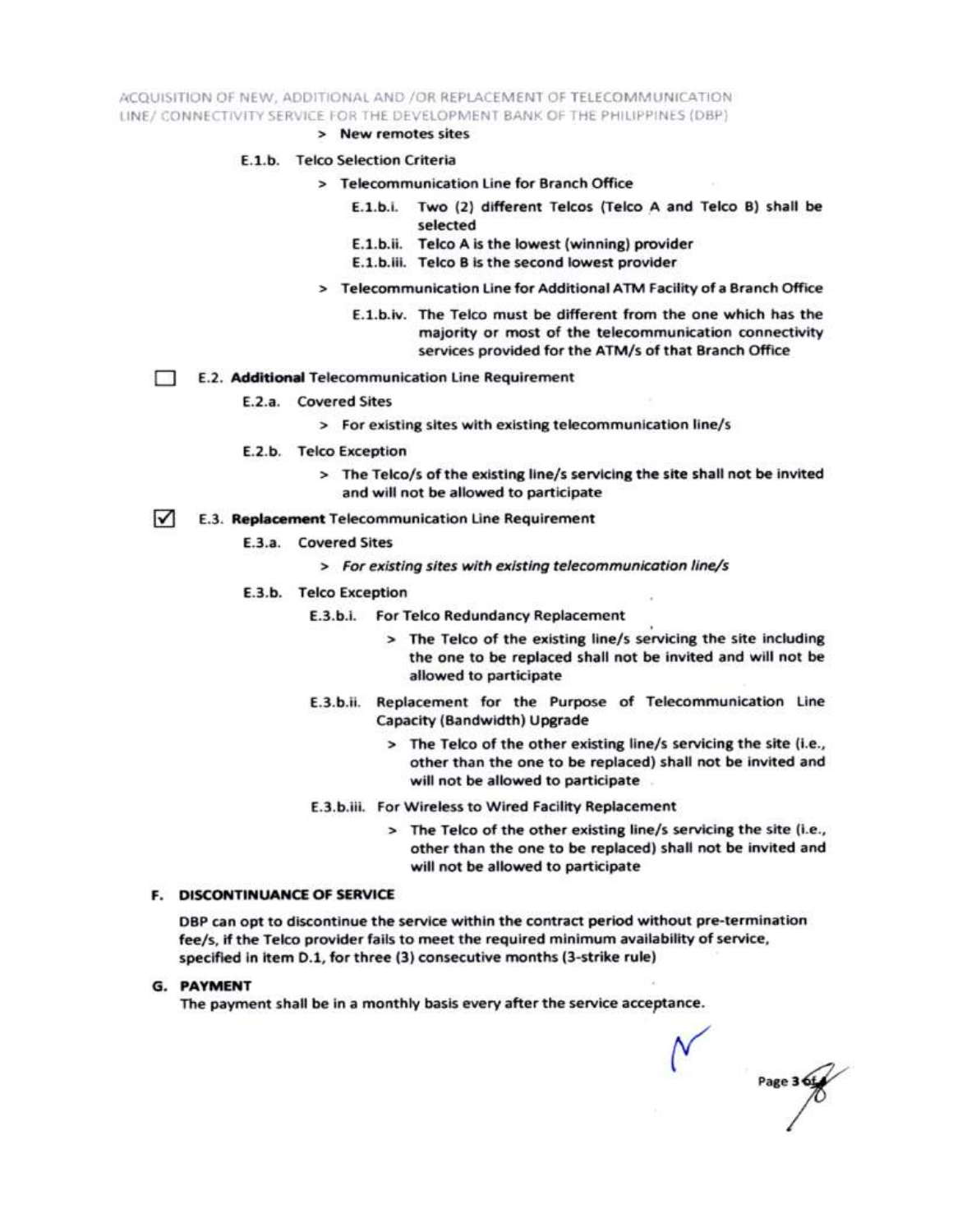> New remotes sites

E.1.b. Telco Selection Criteria

> Telecommunication Line for Branch Office

E.1.b.i. Two (2) different Telcos (Telco A and Telco B) shall be selected

E.1.b.ii. Telco A is the lowest (winning) provider

E.1.b.iii. Telco B is the second lowest provider

> Telecommunication Line for Additional ATM Facility of a Branch Office

E.1.b.iv. The Telco must be different from the one which has the majority or most of the telecommunication connectivity services provided for the ATM/s of that Branch Office

☐ E.2. **Additional** Telecommunication Line Requirement

E.2.a. Covered Sites

> For existing sites with existing telecommunication line/s

E.2.b. Telco Exception

> The Telco/s of the existing line/s servicing the site shall not be invited and will not be allowed to participate

☑ E.3. **Replacement** Telecommunication Line Requirement

E.3.a. Covered Sites

> *For existing sites with existing telecommunication line/s*

E.3.b. Telco Exception

E.3.b.i. For Telco Redundancy Replacement

> The Telco of the existing line/s servicing the site including the one to be replaced shall not be invited and will not be allowed to participate

E.3.b.ii. Replacement for the Purpose of Telecommunication Line Capacity (Bandwidth) Upgrade

> The Telco of the other existing line/s servicing the site (i.e., other than the one to be replaced) shall not be invited and will not be allowed to participate

E.3.b.iii. For Wireless to Wired Facility Replacement

> The Telco of the other existing line/s servicing the site (i.e., other than the one to be replaced) shall not be invited and will not be allowed to participate

## F. DISCONTINUANCE OF SERVICE

DBP can opt to discontinue the service within the contract period without pre-termination fee/s, if the Telco provider fails to meet the required minimum availability of service, specified in item D.1, for three (3) consecutive months (3-strike rule)

## G. PAYMENT

The payment shall be in a monthly basis every after the service acceptance.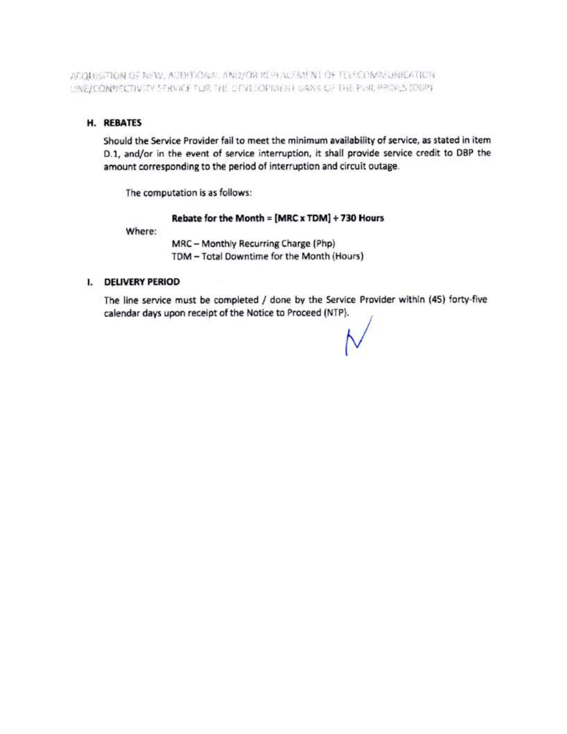## H. REBATES

Should the Service Provider fail to meet the minimum availability of service, as stated in item D.1, and/or in the event of service interruption, it shall provide service credit to DBP the amount corresponding to the period of interruption and circuit outage.

The computation is as follows:

**Rebate for the Month = [MRC x TDM] ÷ 730 Hours**

Where:

MRC – Monthly Recurring Charge (Php)
TDM – Total Downtime for the Month (Hours)

## I. DELIVERY PERIOD

The line service must be completed / done by the Service Provider within (45) forty-five calendar days upon receipt of the Notice to Proceed (NTP).